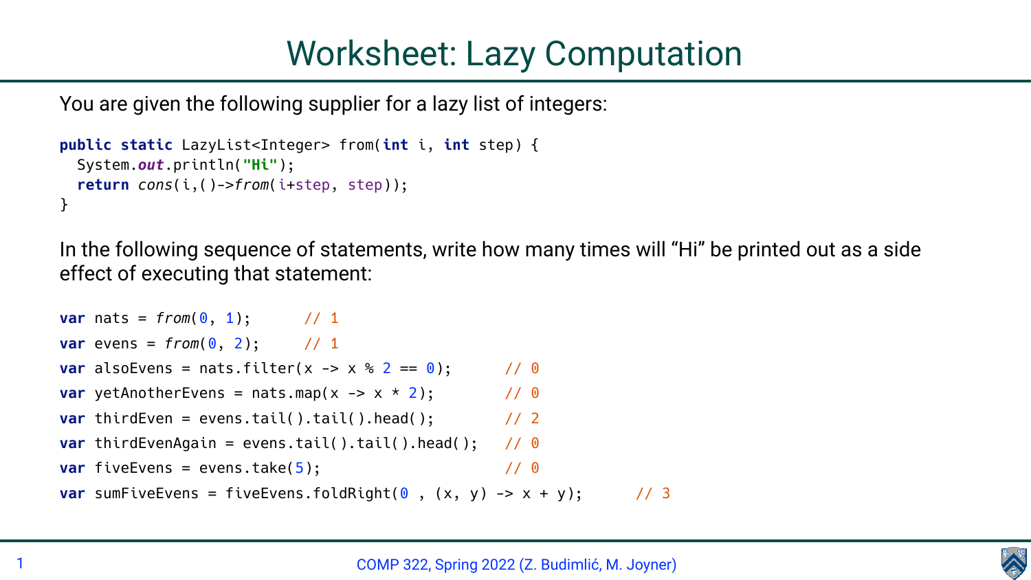# Worksheet: Lazy Computation

You are given the following supplier for a lazy list of integers:

```
public static LazyList<Integer> from(int i, int step) {
  System.out.println("Hi");
  return cons(i,()->from(i+step, step));
}
```

In the following sequence of statements, write how many times will "Hi" be printed out as a side effect of executing that statement:

```
var nats = from(0, 1);      // 1
var evens = from(0, 2);     // 1
var alsoEvens = nats.filter(x -> x % 2 == 0);      // 0
var yetAnotherEvens = nats.map(x -> x * 2);        // 0
var thirdEven = evens.tail().tail().head();        // 2
var thirdEvenAgain = evens.tail().tail().head();   // 0
var fiveEvens = evens.take(5);                     // 0
var sumFiveEvens = fiveEvens.foldRight(0 , (x, y) -> x + y);      // 3
```

COMP 322, Spring 2022 (Z. Budimlić, M. Joyner)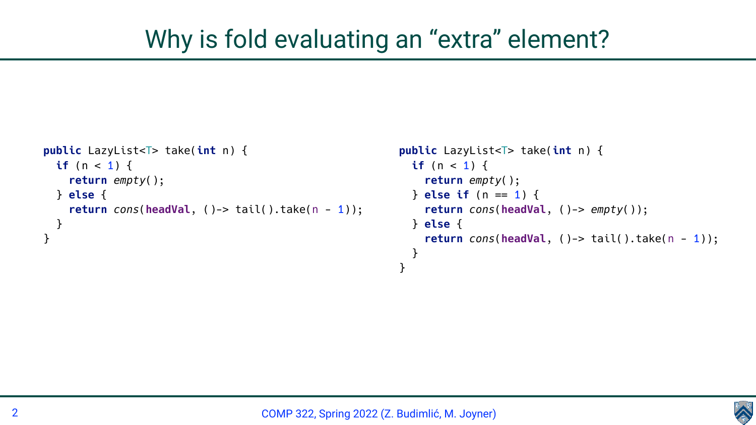# Why is fold evaluating an “extra” element?

```java
public LazyList<T> take(int n) {
  if (n < 1) {
    return empty();
  } else {
    return cons(headVal, ()-> tail().take(n - 1));
  }
}
```

```java
public LazyList<T> take(int n) {
  if (n < 1) {
    return empty();
  } else if (n == 1) {
    return cons(headVal, ()-> empty());
  } else {
    return cons(headVal, ()-> tail().take(n - 1));
  }
}
```